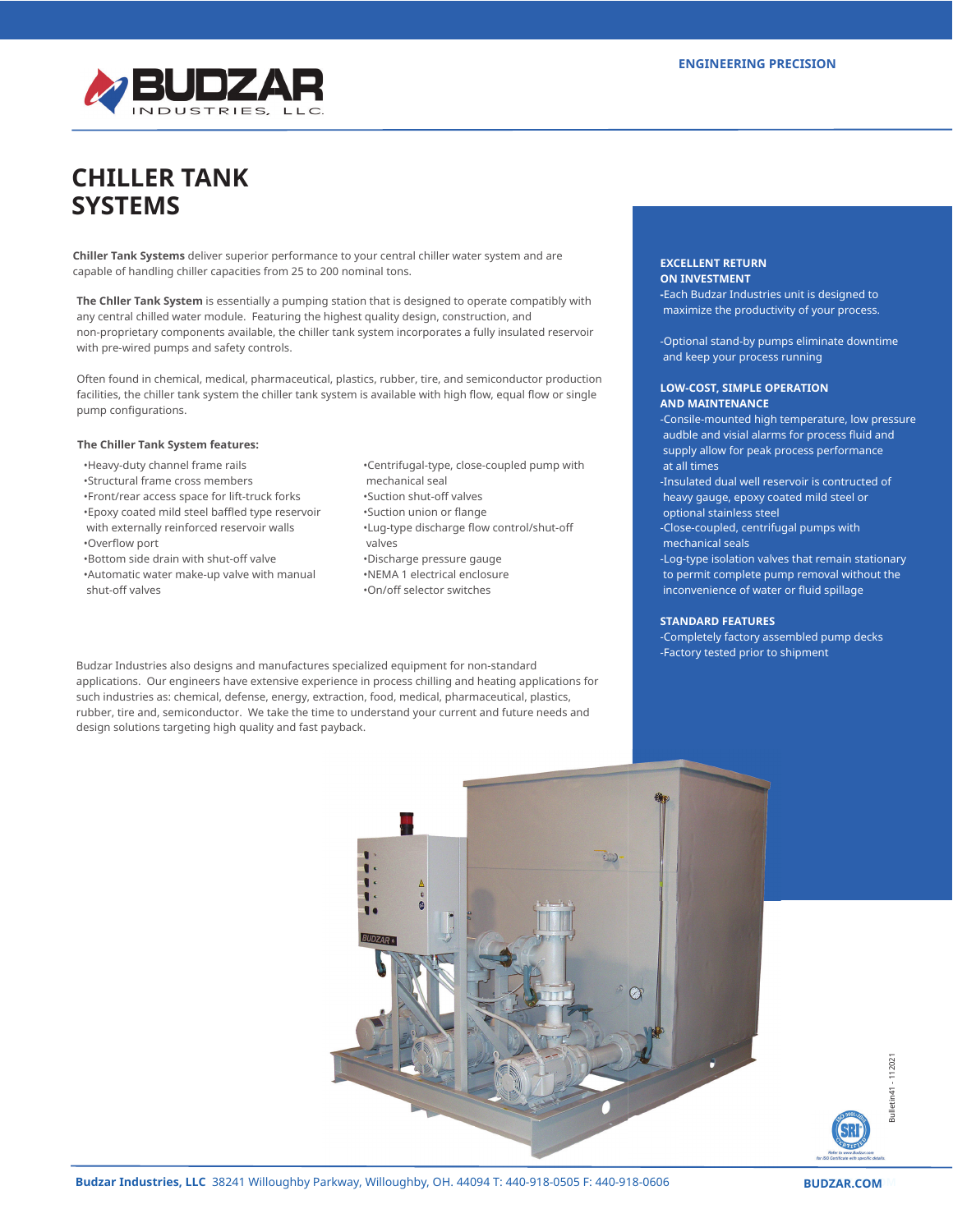ENGINEERING PRECISION

BUDZAR INDUSTRIES, LLC

# CHILLER TANK SYSTEMS

**Chiller Tank Systems** deliver superior performance to your central chiller water system and are capable of handling chiller capacities from 25 to 200 nominal tons.

**The Chller Tank System** is essentially a pumping station that is designed to operate compatibly with any central chilled water module. Featuring the highest quality design, construction, and non-proprietary components available, the chiller tank system incorporates a fully insulated reservoir with pre-wired pumps and safety controls.

Often found in chemical, medical, pharmaceutical, plastics, rubber, tire, and semiconductor production facilities, the chiller tank system the chiller tank system is available with high flow, equal flow or single pump configurations.

**The Chiller Tank System features:**

- •Heavy-duty channel frame rails
- •Structural frame cross members
- •Front/rear access space for lift-truck forks
- •Epoxy coated mild steel baffled type reservoir with externally reinforced reservoir walls
- •Overflow port
- •Bottom side drain with shut-off valve
- •Automatic water make-up valve with manual shut-off valves
- •Centrifugal-type, close-coupled pump with mechanical seal
- •Suction shut-off valves
- •Suction union or flange
- •Lug-type discharge flow control/shut-off valves
- •Discharge pressure gauge
- •NEMA 1 electrical enclosure
- •On/off selector switches

Budzar Industries also designs and manufactures specialized equipment for non-standard applications. Our engineers have extensive experience in process chilling and heating applications for such industries as: chemical, defense, energy, extraction, food, medical, pharmaceutical, plastics, rubber, tire and, semiconductor. We take the time to understand your current and future needs and design solutions targeting high quality and fast payback.

**EXCELLENT RETURN ON INVESTMENT**

-Each Budzar Industries unit is designed to maximize the productivity of your process.

-Optional stand-by pumps eliminate downtime and keep your process running

**LOW-COST, SIMPLE OPERATION AND MAINTENANCE**

-Consile-mounted high temperature, low pressure audble and visial alarms for process fluid and supply allow for peak process performance at all times
-Insulated dual well reservoir is contructed of heavy gauge, epoxy coated mild steel or optional stainless steel
-Close-coupled, centrifugal pumps with mechanical seals
-Log-type isolation valves that remain stationary to permit complete pump removal without the inconvenience of water or fluid spillage

**STANDARD FEATURES**

-Completely factory assembled pump decks
-Factory tested prior to shipment

Bulletin41 - 112021

**Budzar Industries, LLC** 38241 Willoughby Parkway, Willoughby, OH. 44094 T: 440-918-0505 F: 440-918-0606

**BUDZAR.COM**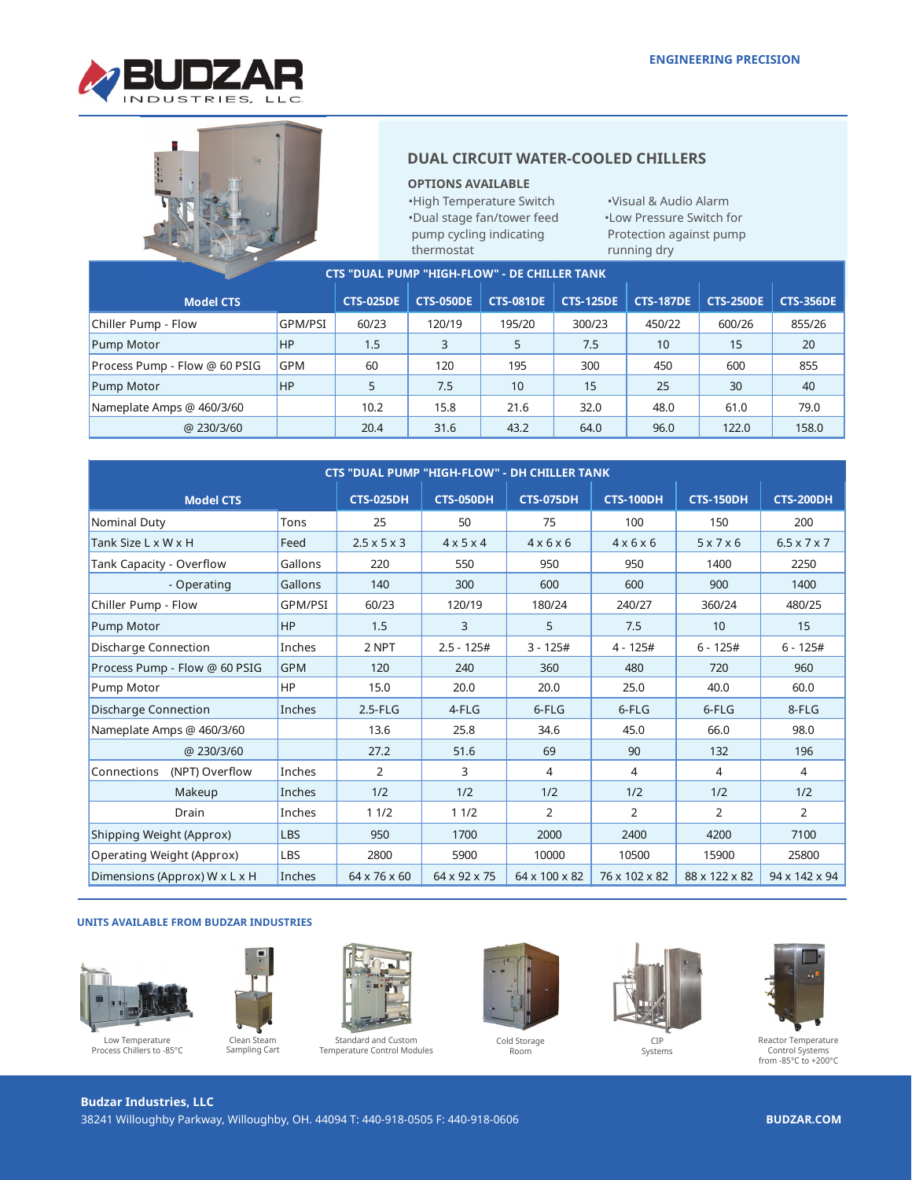## DUAL CIRCUIT WATER-COOLED CHILLERS

### OPTIONS AVAILABLE

- High Temperature Switch
- Dual stage fan/tower feed pump cycling indicating thermostat
- Visual & Audio Alarm
- Low Pressure Switch for Protection against pump running dry

| CTS "DUAL PUMP "HIGH-FLOW" - DE CHILLER TANK | | | | | | | | |
|---|---|---|---|---|---|---|---|---|
| Model CTS | | CTS-025DE | CTS-050DE | CTS-081DE | CTS-125DE | CTS-187DE | CTS-250DE | CTS-356DE |
| Chiller Pump - Flow | GPM/PSI | 60/23 | 120/19 | 195/20 | 300/23 | 450/22 | 600/26 | 855/26 |
| Pump Motor | HP | 1.5 | 3 | 5 | 7.5 | 10 | 15 | 20 |
| Process Pump - Flow @ 60 PSIG | GPM | 60 | 120 | 195 | 300 | 450 | 600 | 855 |
| Pump Motor | HP | 5 | 7.5 | 10 | 15 | 25 | 30 | 40 |
| Nameplate Amps @ 460/3/60 | | 10.2 | 15.8 | 21.6 | 32.0 | 48.0 | 61.0 | 79.0 |
| @ 230/3/60 | | 20.4 | 31.6 | 43.2 | 64.0 | 96.0 | 122.0 | 158.0 |

| CTS "DUAL PUMP "HIGH-FLOW" - DH CHILLER TANK | | | | | | | |
|---|---|---|---|---|---|---|---|
| Model CTS | | CTS-025DH | CTS-050DH | CTS-075DH | CTS-100DH | CTS-150DH | CTS-200DH |
| Nominal Duty | Tons | 25 | 50 | 75 | 100 | 150 | 200 |
| Tank Size L x W x H | Feed | 2.5 x 5 x 3 | 4 x 5 x 4 | 4 x 6 x 6 | 4 x 6 x 6 | 5 x 7 x 6 | 6.5 x 7 x 7 |
| Tank Capacity - Overflow | Gallons | 220 | 550 | 950 | 950 | 1400 | 2250 |
| - Operating | Gallons | 140 | 300 | 600 | 600 | 900 | 1400 |
| Chiller Pump - Flow | GPM/PSI | 60/23 | 120/19 | 180/24 | 240/27 | 360/24 | 480/25 |
| Pump Motor | HP | 1.5 | 3 | 5 | 7.5 | 10 | 15 |
| Discharge Connection | Inches | 2 NPT | 2.5 - 125# | 3 - 125# | 4 - 125# | 6 - 125# | 6 - 125# |
| Process Pump - Flow @ 60 PSIG | GPM | 120 | 240 | 360 | 480 | 720 | 960 |
| Pump Motor | HP | 15.0 | 20.0 | 20.0 | 25.0 | 40.0 | 60.0 |
| Discharge Connection | Inches | 2.5-FLG | 4-FLG | 6-FLG | 6-FLG | 6-FLG | 8-FLG |
| Nameplate Amps @ 460/3/60 | | 13.6 | 25.8 | 34.6 | 45.0 | 66.0 | 98.0 |
| @ 230/3/60 | | 27.2 | 51.6 | 69 | 90 | 132 | 196 |
| Connections (NPT) Overflow | Inches | 2 | 3 | 4 | 4 | 4 | 4 |
| Makeup | Inches | 1/2 | 1/2 | 1/2 | 1/2 | 1/2 | 1/2 |
| Drain | Inches | 1 1/2 | 1 1/2 | 2 | 2 | 2 | 2 |
| Shipping Weight (Approx) | LBS | 950 | 1700 | 2000 | 2400 | 4200 | 7100 |
| Operating Weight (Approx) | LBS | 2800 | 5900 | 10000 | 10500 | 15900 | 25800 |
| Dimensions (Approx) W x L x H | Inches | 64 x 76 x 60 | 64 x 92 x 75 | 64 x 100 x 82 | 76 x 102 x 82 | 88 x 122 x 82 | 94 x 142 x 94 |

### UNITS AVAILABLE FROM BUDZAR INDUSTRIES

Low Temperature Process Chillers to -85°C

Clean Steam Sampling Cart

Standard and Custom Temperature Control Modules

Cold Storage Room

CIP Systems

Reactor Temperature Control Systems from -85°C to +200°C

**Budzar Industries, LLC**
38241 Willoughby Parkway, Willoughby, OH. 44094 T: 440-918-0505 F: 440-918-0606

**BUDZAR.COM**